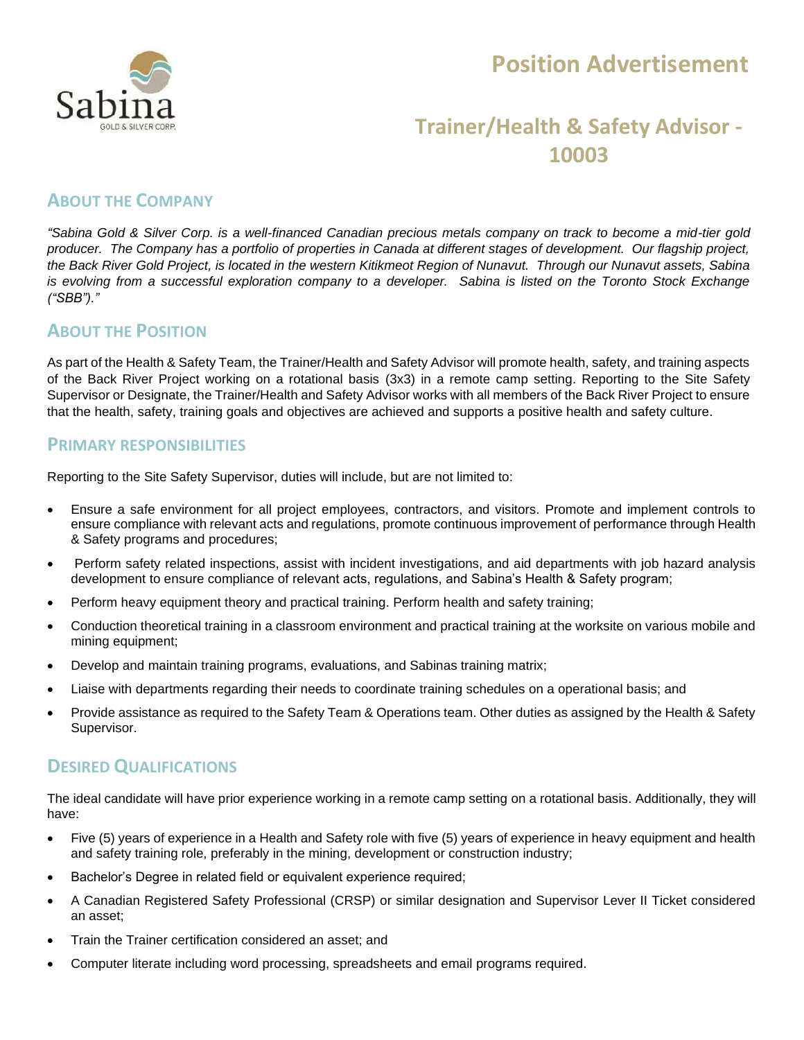# Position Advertisement

## Trainer/Health & Safety Advisor - 10003

### ABOUT THE COMPANY

*"Sabina Gold & Silver Corp. is a well-financed Canadian precious metals company on track to become a mid-tier gold producer. The Company has a portfolio of properties in Canada at different stages of development. Our flagship project, the Back River Gold Project, is located in the western Kitikmeot Region of Nunavut. Through our Nunavut assets, Sabina is evolving from a successful exploration company to a developer. Sabina is listed on the Toronto Stock Exchange ("SBB")."*

### ABOUT THE POSITION

As part of the Health & Safety Team, the Trainer/Health and Safety Advisor will promote health, safety, and training aspects of the Back River Project working on a rotational basis (3x3) in a remote camp setting. Reporting to the Site Safety Supervisor or Designate, the Trainer/Health and Safety Advisor works with all members of the Back River Project to ensure that the health, safety, training goals and objectives are achieved and supports a positive health and safety culture.

### PRIMARY RESPONSIBILITIES

Reporting to the Site Safety Supervisor, duties will include, but are not limited to:

- Ensure a safe environment for all project employees, contractors, and visitors. Promote and implement controls to ensure compliance with relevant acts and regulations, promote continuous improvement of performance through Health & Safety programs and procedures;
- Perform safety related inspections, assist with incident investigations, and aid departments with job hazard analysis development to ensure compliance of relevant acts, regulations, and Sabina's Health & Safety program;
- Perform heavy equipment theory and practical training. Perform health and safety training;
- Conduction theoretical training in a classroom environment and practical training at the worksite on various mobile and mining equipment;
- Develop and maintain training programs, evaluations, and Sabinas training matrix;
- Liaise with departments regarding their needs to coordinate training schedules on a operational basis; and
- Provide assistance as required to the Safety Team & Operations team. Other duties as assigned by the Health & Safety Supervisor.

### DESIRED QUALIFICATIONS

The ideal candidate will have prior experience working in a remote camp setting on a rotational basis. Additionally, they will have:

- Five (5) years of experience in a Health and Safety role with five (5) years of experience in heavy equipment and health and safety training role, preferably in the mining, development or construction industry;
- Bachelor's Degree in related field or equivalent experience required;
- A Canadian Registered Safety Professional (CRSP) or similar designation and Supervisor Lever II Ticket considered an asset;
- Train the Trainer certification considered an asset; and
- Computer literate including word processing, spreadsheets and email programs required.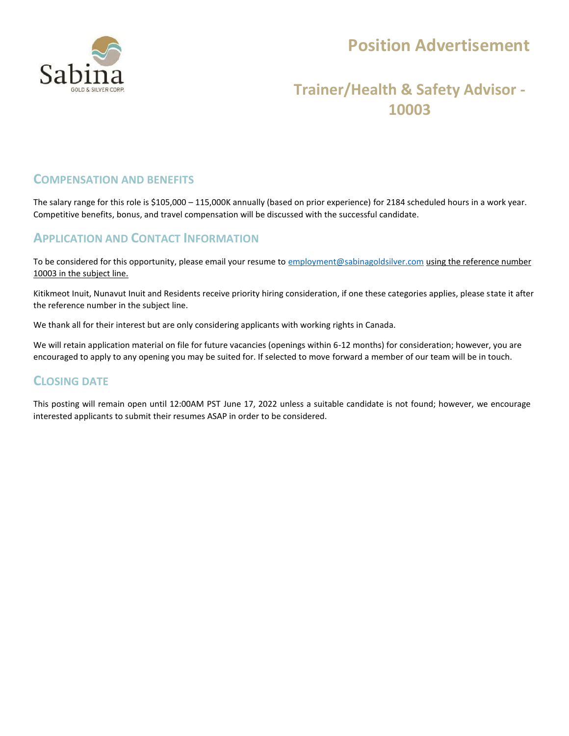# Position Advertisement

## Trainer/Health & Safety Advisor - 10003

### COMPENSATION AND BENEFITS

The salary range for this role is $105,000 – 115,000K annually (based on prior experience) for 2184 scheduled hours in a work year. Competitive benefits, bonus, and travel compensation will be discussed with the successful candidate.

### APPLICATION AND CONTACT INFORMATION

To be considered for this opportunity, please email your resume to employment@sabinagoldsilver.com using the reference number 10003 in the subject line.

Kitikmeot Inuit, Nunavut Inuit and Residents receive priority hiring consideration, if one these categories applies, please state it after the reference number in the subject line.

We thank all for their interest but are only considering applicants with working rights in Canada.

We will retain application material on file for future vacancies (openings within 6-12 months) for consideration; however, you are encouraged to apply to any opening you may be suited for. If selected to move forward a member of our team will be in touch.

### CLOSING DATE

This posting will remain open until 12:00AM PST June 17, 2022 unless a suitable candidate is not found; however, we encourage interested applicants to submit their resumes ASAP in order to be considered.